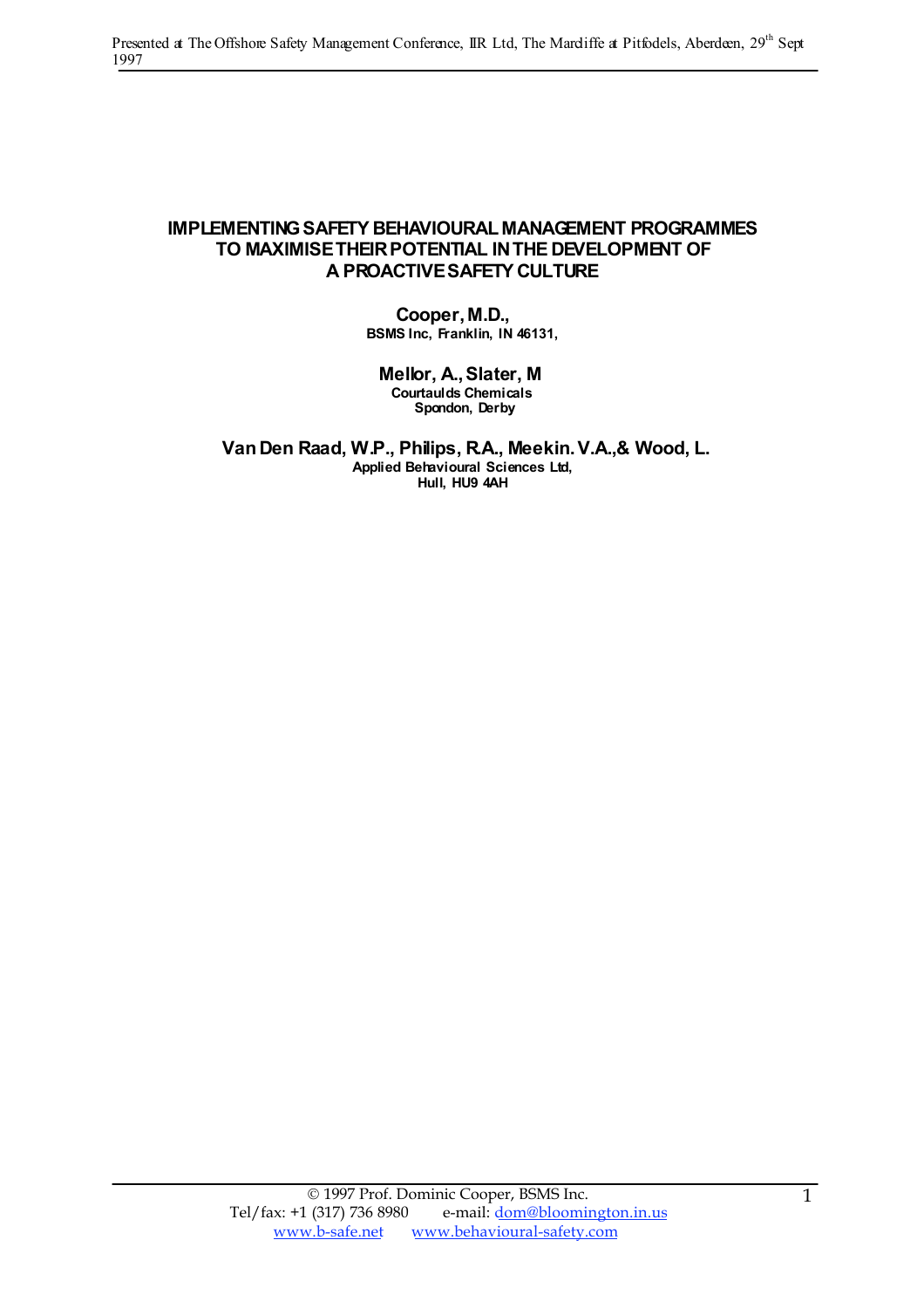# IMPLEMENTING SAFETY BEHAVIOURAL MANAGEMENT PROGRAMMES TO MAXIMISE THEIR POTENTIAL IN THE DEVELOPMENT OF A PROACTIVE SAFETY CULTURE

**Cooper, M.D.,**
**BSMS Inc, Franklin, IN 46131,**

**Mellor, A., Slater, M**
**Courtaulds Chemicals**
**Spondon, Derby**

**Van Den Raad, W.P., Philips, R.A., Meekin. V.A.,& Wood, L.**
**Applied Behavioural Sciences Ltd,**
**Hull, HU9 4AH**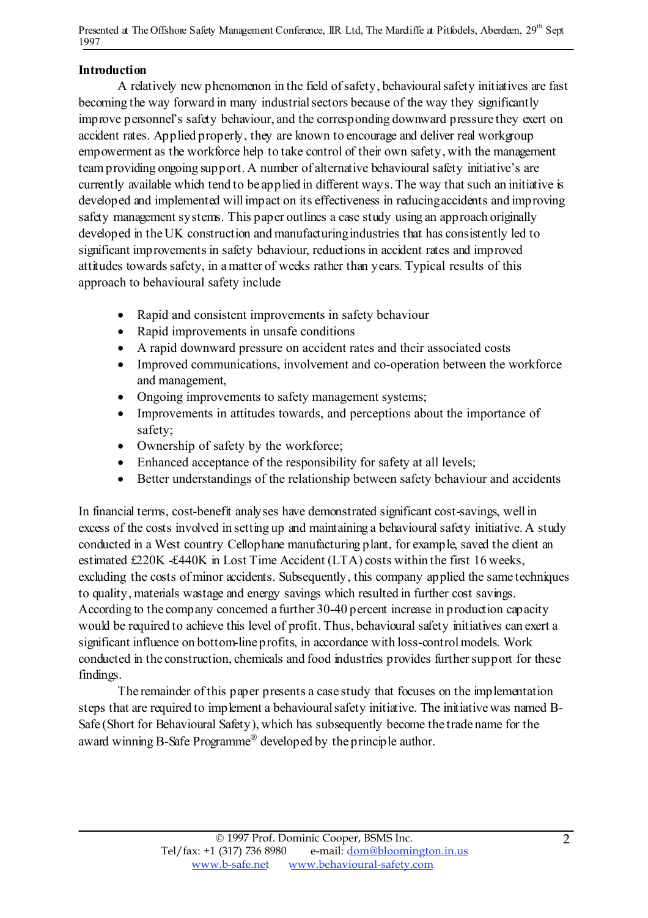**Introduction**

A relatively new phenomenon in the field of safety, behavioural safety initiatives are fast becoming the way forward in many industrial sectors because of the way they significantly improve personnel's safety behaviour, and the corresponding downward pressure they exert on accident rates. Applied properly, they are known to encourage and deliver real workgroup empowerment as the workforce help to take control of their own safety, with the management team providing ongoing support. A number of alternative behavioural safety initiative's are currently available which tend to be applied in different ways. The way that such an initiative is developed and implemented will impact on its effectiveness in reducing accidents and improving safety management systems. This paper outlines a case study using an approach originally developed in the UK construction and manufacturing industries that has consistently led to significant improvements in safety behaviour, reductions in accident rates and improved attitudes towards safety, in a matter of weeks rather than years. Typical results of this approach to behavioural safety include

- Rapid and consistent improvements in safety behaviour
- Rapid improvements in unsafe conditions
- A rapid downward pressure on accident rates and their associated costs
- Improved communications, involvement and co-operation between the workforce and management,
- Ongoing improvements to safety management systems;
- Improvements in attitudes towards, and perceptions about the importance of safety;
- Ownership of safety by the workforce;
- Enhanced acceptance of the responsibility for safety at all levels;
- Better understandings of the relationship between safety behaviour and accidents

In financial terms, cost-benefit analyses have demonstrated significant cost-savings, well in excess of the costs involved in setting up and maintaining a behavioural safety initiative. A study conducted in a West country Cellophane manufacturing plant, for example, saved the client an estimated £220K -£440K in Lost Time Accident (LTA) costs within the first 16 weeks, excluding the costs of minor accidents. Subsequently, this company applied the same techniques to quality, materials wastage and energy savings which resulted in further cost savings. According to the company concerned a further 30-40 percent increase in production capacity would be required to achieve this level of profit. Thus, behavioural safety initiatives can exert a significant influence on bottom-line profits, in accordance with loss-control models. Work conducted in the construction, chemicals and food industries provides further support for these findings.

The remainder of this paper presents a case study that focuses on the implementation steps that are required to implement a behavioural safety initiative. The initiative was named B-Safe (Short for Behavioural Safety), which has subsequently become the trade name for the award winning B-Safe Programme® developed by the principle author.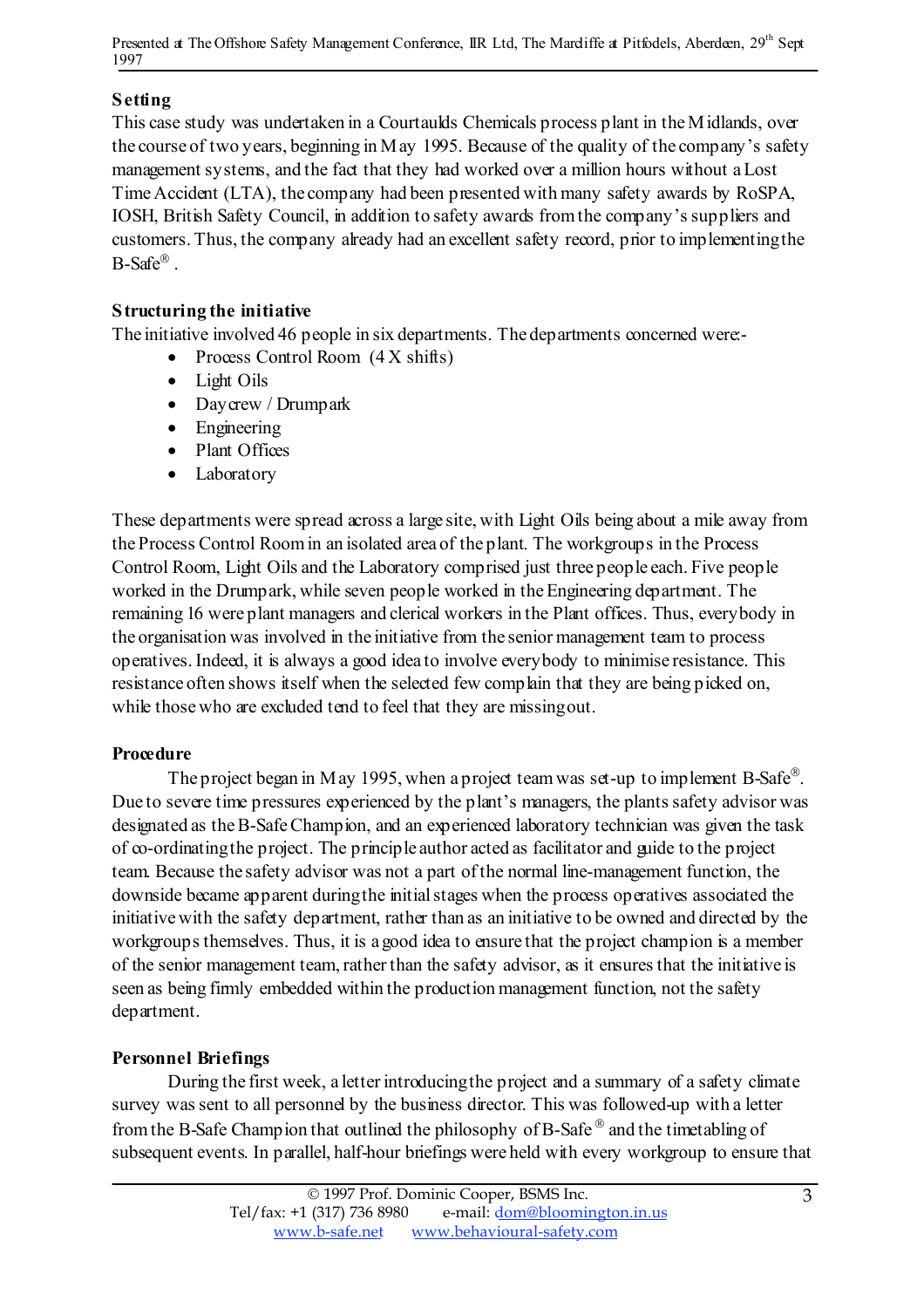## Setting

This case study was undertaken in a Courtaulds Chemicals process plant in the Midlands, over the course of two years, beginning in May 1995. Because of the quality of the company's safety management systems, and the fact that they had worked over a million hours without a Lost Time Accident (LTA), the company had been presented with many safety awards by RoSPA, IOSH, British Safety Council, in addition to safety awards from the company's suppliers and customers. Thus, the company already had an excellent safety record, prior to implementing the B-Safe®.

## Structuring the initiative

The initiative involved 46 people in six departments. The departments concerned were:-

- Process Control Room (4 X shifts)
- Light Oils
- Daycrew / Drumpark
- Engineering
- Plant Offices
- Laboratory

These departments were spread across a large site, with Light Oils being about a mile away from the Process Control Room in an isolated area of the plant. The workgroups in the Process Control Room, Light Oils and the Laboratory comprised just three people each. Five people worked in the Drumpark, while seven people worked in the Engineering department. The remaining 16 were plant managers and clerical workers in the Plant offices. Thus, everybody in the organisation was involved in the initiative from the senior management team to process operatives. Indeed, it is always a good idea to involve everybody to minimise resistance. This resistance often shows itself when the selected few complain that they are being picked on, while those who are excluded tend to feel that they are missing out.

## Procedure

The project began in May 1995, when a project team was set-up to implement B-Safe®. Due to severe time pressures experienced by the plant's managers, the plants safety advisor was designated as the B-Safe Champion, and an experienced laboratory technician was given the task of co-ordinating the project. The principle author acted as facilitator and guide to the project team. Because the safety advisor was not a part of the normal line-management function, the downside became apparent during the initial stages when the process operatives associated the initiative with the safety department, rather than as an initiative to be owned and directed by the workgroups themselves. Thus, it is a good idea to ensure that the project champion is a member of the senior management team, rather than the safety advisor, as it ensures that the initiative is seen as being firmly embedded within the production management function, not the safety department.

## Personnel Briefings

During the first week, a letter introducing the project and a summary of a safety climate survey was sent to all personnel by the business director. This was followed-up with a letter from the B-Safe Champion that outlined the philosophy of B-Safe® and the timetabling of subsequent events. In parallel, half-hour briefings were held with every workgroup to ensure that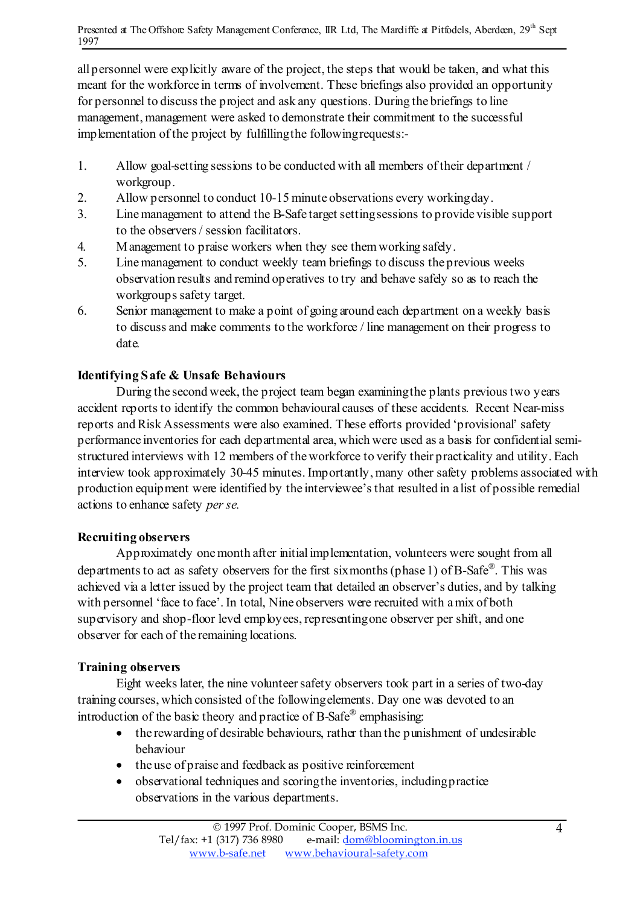all personnel were explicitly aware of the project, the steps that would be taken, and what this meant for the workforce in terms of involvement. These briefings also provided an opportunity for personnel to discuss the project and ask any questions. During the briefings to line management, management were asked to demonstrate their commitment to the successful implementation of the project by fulfilling the following requests:-

1. Allow goal-setting sessions to be conducted with all members of their department / workgroup.
2. Allow personnel to conduct 10-15 minute observations every working day.
3. Line management to attend the B-Safe target setting sessions to provide visible support to the observers / session facilitators.
4. Management to praise workers when they see them working safely.
5. Line management to conduct weekly team briefings to discuss the previous weeks observation results and remind operatives to try and behave safely so as to reach the workgroups safety target.
6. Senior management to make a point of going around each department on a weekly basis to discuss and make comments to the workforce / line management on their progress to date.

**Identifying Safe & Unsafe Behaviours**

During the second week, the project team began examining the plants previous two years accident reports to identify the common behavioural causes of these accidents. Recent Near-miss reports and Risk Assessments were also examined. These efforts provided 'provisional' safety performance inventories for each departmental area, which were used as a basis for confidential semi-structured interviews with 12 members of the workforce to verify their practicality and utility. Each interview took approximately 30-45 minutes. Importantly, many other safety problems associated with production equipment were identified by the interviewee's that resulted in a list of possible remedial actions to enhance safety *per se.*

**Recruiting observers**

Approximately one month after initial implementation, volunteers were sought from all departments to act as safety observers for the first six months (phase 1) of B-Safe®. This was achieved via a letter issued by the project team that detailed an observer's duties, and by talking with personnel 'face to face'. In total, Nine observers were recruited with a mix of both supervisory and shop-floor level employees, representing one observer per shift, and one observer for each of the remaining locations.

**Training observers**

Eight weeks later, the nine volunteer safety observers took part in a series of two-day training courses, which consisted of the following elements. Day one was devoted to an introduction of the basic theory and practice of B-Safe® emphasising:

- the rewarding of desirable behaviours, rather than the punishment of undesirable behaviour
- the use of praise and feedback as positive reinforcement
- observational techniques and scoring the inventories, including practice observations in the various departments.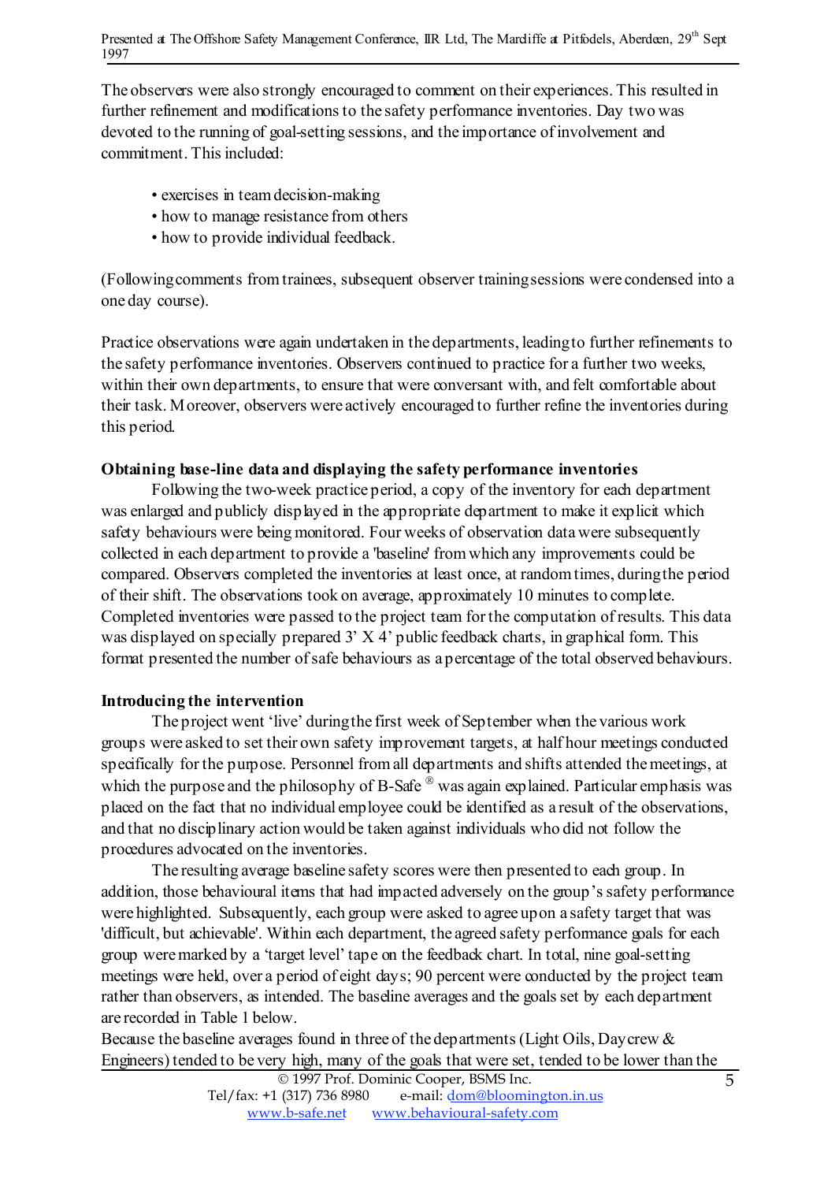The observers were also strongly encouraged to comment on their experiences. This resulted in further refinement and modifications to the safety performance inventories. Day two was devoted to the running of goal-setting sessions, and the importance of involvement and commitment. This included:

- exercises in team decision-making
- how to manage resistance from others
- how to provide individual feedback.

(Following comments from trainees, subsequent observer training sessions were condensed into a one day course).

Practice observations were again undertaken in the departments, leading to further refinements to the safety performance inventories. Observers continued to practice for a further two weeks, within their own departments, to ensure that were conversant with, and felt comfortable about their task. Moreover, observers were actively encouraged to further refine the inventories during this period.

**Obtaining base-line data and displaying the safety performance inventories**

Following the two-week practice period, a copy of the inventory for each department was enlarged and publicly displayed in the appropriate department to make it explicit which safety behaviours were being monitored. Four weeks of observation data were subsequently collected in each department to provide a 'baseline' from which any improvements could be compared. Observers completed the inventories at least once, at random times, during the period of their shift. The observations took on average, approximately 10 minutes to complete. Completed inventories were passed to the project team for the computation of results. This data was displayed on specially prepared 3' X 4' public feedback charts, in graphical form. This format presented the number of safe behaviours as a percentage of the total observed behaviours.

**Introducing the intervention**

The project went 'live' during the first week of September when the various work groups were asked to set their own safety improvement targets, at half hour meetings conducted specifically for the purpose. Personnel from all departments and shifts attended the meetings, at which the purpose and the philosophy of B-Safe ® was again explained. Particular emphasis was placed on the fact that no individual employee could be identified as a result of the observations, and that no disciplinary action would be taken against individuals who did not follow the procedures advocated on the inventories.

The resulting average baseline safety scores were then presented to each group. In addition, those behavioural items that had impacted adversely on the group's safety performance were highlighted. Subsequently, each group were asked to agree upon a safety target that was 'difficult, but achievable'. Within each department, the agreed safety performance goals for each group were marked by a 'target level' tape on the feedback chart. In total, nine goal-setting meetings were held, over a period of eight days; 90 percent were conducted by the project team rather than observers, as intended. The baseline averages and the goals set by each department are recorded in Table 1 below.

Because the baseline averages found in three of the departments (Light Oils, Daycrew & Engineers) tended to be very high, many of the goals that were set, tended to be lower than the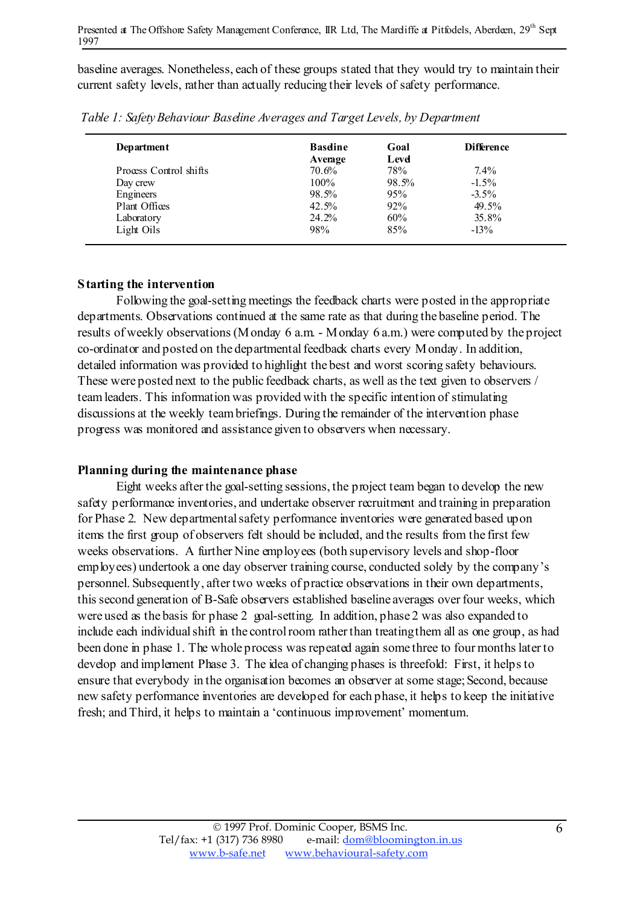baseline averages. Nonetheless, each of these groups stated that they would try to maintain their current safety levels, rather than actually reducing their levels of safety performance.

*Table 1: Safety Behaviour Baseline Averages and Target Levels, by Department*

| Department | Baseline Average | Goal Level | Difference |
|---|---|---|---|
| Process Control shifts | 70.6% | 78% | 7.4% |
| Day crew | 100% | 98.5% | -1.5% |
| Engineers | 98.5% | 95% | -3.5% |
| Plant Offices | 42.5% | 92% | 49.5% |
| Laboratory | 24.2% | 60% | 35.8% |
| Light Oils | 98% | 85% | -13% |

**Starting the intervention**

Following the goal-setting meetings the feedback charts were posted in the appropriate departments. Observations continued at the same rate as that during the baseline period. The results of weekly observations (Monday 6 a.m. - Monday 6 a.m.) were computed by the project co-ordinator and posted on the departmental feedback charts every Monday. In addition, detailed information was provided to highlight the best and worst scoring safety behaviours. These were posted next to the public feedback charts, as well as the text given to observers / team leaders. This information was provided with the specific intention of stimulating discussions at the weekly team briefings. During the remainder of the intervention phase progress was monitored and assistance given to observers when necessary.

**Planning during the maintenance phase**

Eight weeks after the goal-setting sessions, the project team began to develop the new safety performance inventories, and undertake observer recruitment and training in preparation for Phase 2. New departmental safety performance inventories were generated based upon items the first group of observers felt should be included, and the results from the first few weeks observations. A further Nine employees (both supervisory levels and shop-floor employees) undertook a one day observer training course, conducted solely by the company's personnel. Subsequently, after two weeks of practice observations in their own departments, this second generation of B-Safe observers established baseline averages over four weeks, which were used as the basis for phase 2 goal-setting. In addition, phase 2 was also expanded to include each individual shift in the control room rather than treating them all as one group, as had been done in phase 1. The whole process was repeated again some three to four months later to develop and implement Phase 3. The idea of changing phases is threefold: First, it helps to ensure that everybody in the organisation becomes an observer at some stage; Second, because new safety performance inventories are developed for each phase, it helps to keep the initiative fresh; and Third, it helps to maintain a 'continuous improvement' momentum.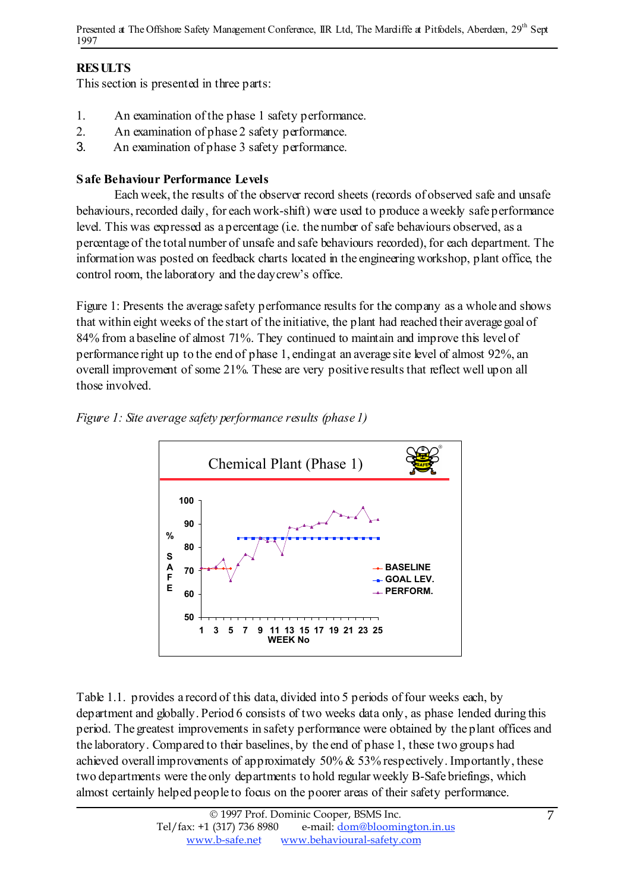## RESULTS

This section is presented in three parts:

1. An examination of the phase 1 safety performance.
2. An examination of phase 2 safety performance.
3. An examination of phase 3 safety performance.

### Safe Behaviour Performance Levels

Each week, the results of the observer record sheets (records of observed safe and unsafe behaviours, recorded daily, for each work-shift) were used to produce a weekly safe performance level. This was expressed as a percentage (i.e. the number of safe behaviours observed, as a percentage of the total number of unsafe and safe behaviours recorded), for each department. The information was posted on feedback charts located in the engineering workshop, plant office, the control room, the laboratory and the day crew's office.

Figure 1: Presents the average safety performance results for the company as a whole and shows that within eight weeks of the start of the initiative, the plant had reached their average goal of 84% from a baseline of almost 71%. They continued to maintain and improve this level of performance right up to the end of phase 1, ending at an average site level of almost 92%, an overall improvement of some 21%. These are very positive results that reflect well upon all those involved.

*Figure 1: Site average safety performance results (phase 1)*

Table 1.1. provides a record of this data, divided into 5 periods of four weeks each, by department and globally. Period 6 consists of two weeks data only, as phase 1 ended during this period. The greatest improvements in safety performance were obtained by the plant offices and the laboratory. Compared to their baselines, by the end of phase 1, these two groups had achieved overall improvements of approximately 50% & 53% respectively. Importantly, these two departments were the only departments to hold regular weekly B-Safe briefings, which almost certainly helped people to focus on the poorer areas of their safety performance.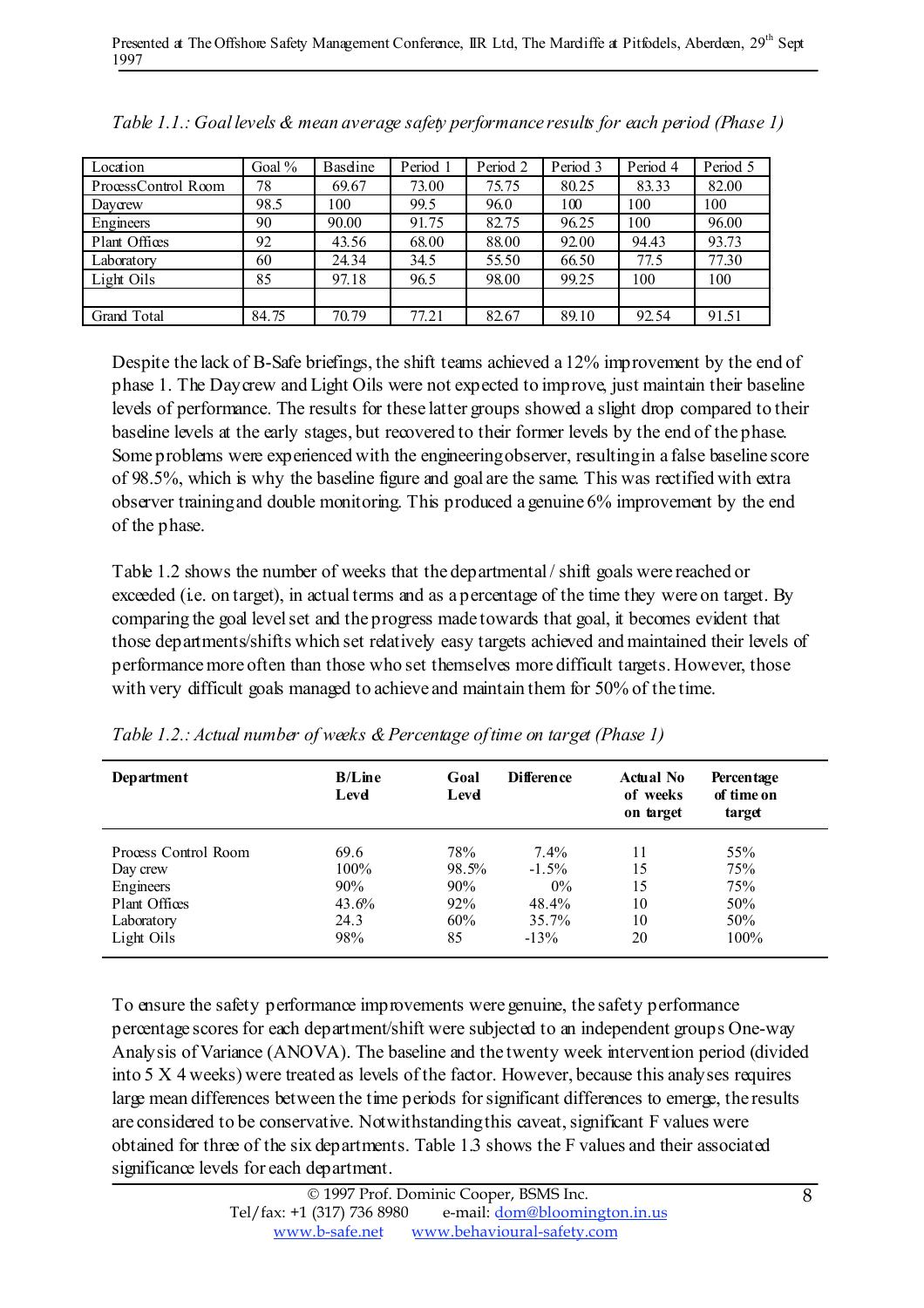*Table 1.1.: Goal levels & mean average safety performance results for each period (Phase 1)*

| Location | Goal % | Baseline | Period 1 | Period 2 | Period 3 | Period 4 | Period 5 |
|---|---|---|---|---|---|---|---|
| ProcessControl Room | 78 | 69.67 | 73.00 | 75.75 | 80.25 | 83.33 | 82.00 |
| Daycrew | 98.5 | 100 | 99.5 | 96.0 | 100 | 100 | 100 |
| Engineers | 90 | 90.00 | 91.75 | 82.75 | 96.25 | 100 | 96.00 |
| Plant Offices | 92 | 43.56 | 68.00 | 88.00 | 92.00 | 94.43 | 93.73 |
| Laboratory | 60 | 24.34 | 34.5 | 55.50 | 66.50 | 77.5 | 77.30 |
| Light Oils | 85 | 97.18 | 96.5 | 98.00 | 99.25 | 100 | 100 |
| | | | | | | | |
| Grand Total | 84.75 | 70.79 | 77.21 | 82.67 | 89.10 | 92.54 | 91.51 |

Despite the lack of B-Safe briefings, the shift teams achieved a 12% improvement by the end of phase 1. The Daycrew and Light Oils were not expected to improve, just maintain their baseline levels of performance. The results for these latter groups showed a slight drop compared to their baseline levels at the early stages, but recovered to their former levels by the end of the phase. Some problems were experienced with the engineering observer, resulting in a false baseline score of 98.5%, which is why the baseline figure and goal are the same. This was rectified with extra observer training and double monitoring. This produced a genuine 6% improvement by the end of the phase.

Table 1.2 shows the number of weeks that the departmental / shift goals were reached or exceeded (i.e. on target), in actual terms and as a percentage of the time they were on target. By comparing the goal level set and the progress made towards that goal, it becomes evident that those departments/shifts which set relatively easy targets achieved and maintained their levels of performance more often than those who set themselves more difficult targets. However, those with very difficult goals managed to achieve and maintain them for 50% of the time.

*Table 1.2.: Actual number of weeks & Percentage of time on target (Phase 1)*

| **Department** | **B/Line Level** | **Goal Level** | **Difference** | **Actual No of weeks on target** | **Percentage of time on target** |
|---|---|---|---|---|---|
| Process Control Room | 69.6 | 78% | 7.4% | 11 | 55% |
| Day crew | 100% | 98.5% | -1.5% | 15 | 75% |
| Engineers | 90% | 90% | 0% | 15 | 75% |
| Plant Offices | 43.6% | 92% | 48.4% | 10 | 50% |
| Laboratory | 24.3 | 60% | 35.7% | 10 | 50% |
| Light Oils | 98% | 85 | -13% | 20 | 100% |

To ensure the safety performance improvements were genuine, the safety performance percentage scores for each department/shift were subjected to an independent groups One-way Analysis of Variance (ANOVA). The baseline and the twenty week intervention period (divided into 5 X 4 weeks) were treated as levels of the factor. However, because this analyses requires large mean differences between the time periods for significant differences to emerge, the results are considered to be conservative. Notwithstanding this caveat, significant F values were obtained for three of the six departments. Table 1.3 shows the F values and their associated significance levels for each department.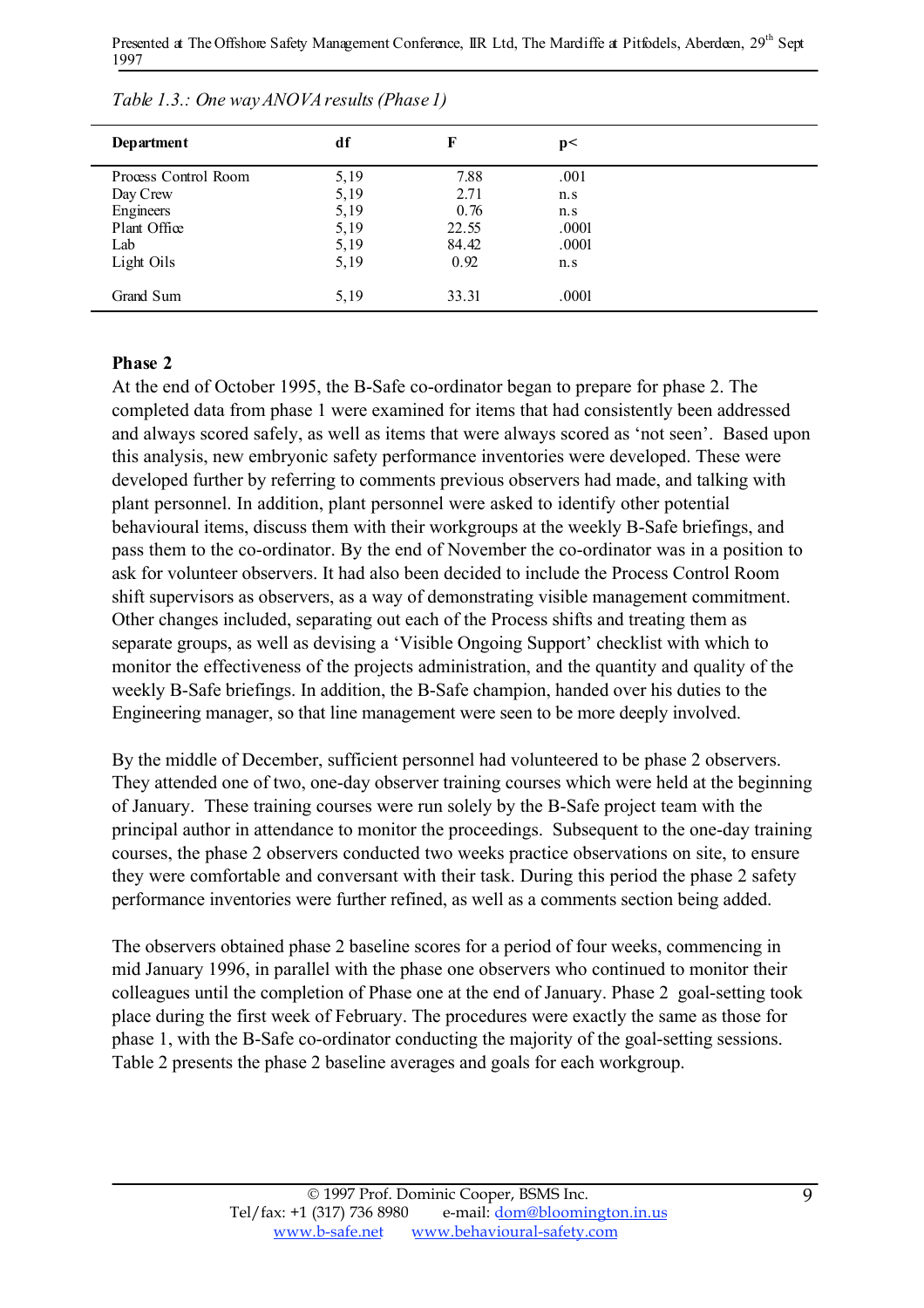*Table 1.3.: One way ANOVA results (Phase 1)*

| Department | df | F | p< |
|---|---|---|---|
| Process Control Room | 5,19 | 7.88 | .001 |
| Day Crew | 5,19 | 2.71 | n.s |
| Engineers | 5,19 | 0.76 | n.s |
| Plant Office | 5,19 | 22.55 | .0001 |
| Lab | 5,19 | 84.42 | .0001 |
| Light Oils | 5,19 | 0.92 | n.s |
| Grand Sum | 5,19 | 33.31 | .0001 |

**Phase 2**

At the end of October 1995, the B-Safe co-ordinator began to prepare for phase 2. The completed data from phase 1 were examined for items that had consistently been addressed and always scored safely, as well as items that were always scored as 'not seen'. Based upon this analysis, new embryonic safety performance inventories were developed. These were developed further by referring to comments previous observers had made, and talking with plant personnel. In addition, plant personnel were asked to identify other potential behavioural items, discuss them with their workgroups at the weekly B-Safe briefings, and pass them to the co-ordinator. By the end of November the co-ordinator was in a position to ask for volunteer observers. It had also been decided to include the Process Control Room shift supervisors as observers, as a way of demonstrating visible management commitment. Other changes included, separating out each of the Process shifts and treating them as separate groups, as well as devising a 'Visible Ongoing Support' checklist with which to monitor the effectiveness of the projects administration, and the quantity and quality of the weekly B-Safe briefings. In addition, the B-Safe champion, handed over his duties to the Engineering manager, so that line management were seen to be more deeply involved.

By the middle of December, sufficient personnel had volunteered to be phase 2 observers. They attended one of two, one-day observer training courses which were held at the beginning of January. These training courses were run solely by the B-Safe project team with the principal author in attendance to monitor the proceedings. Subsequent to the one-day training courses, the phase 2 observers conducted two weeks practice observations on site, to ensure they were comfortable and conversant with their task. During this period the phase 2 safety performance inventories were further refined, as well as a comments section being added.

The observers obtained phase 2 baseline scores for a period of four weeks, commencing in mid January 1996, in parallel with the phase one observers who continued to monitor their colleagues until the completion of Phase one at the end of January. Phase 2 goal-setting took place during the first week of February. The procedures were exactly the same as those for phase 1, with the B-Safe co-ordinator conducting the majority of the goal-setting sessions. Table 2 presents the phase 2 baseline averages and goals for each workgroup.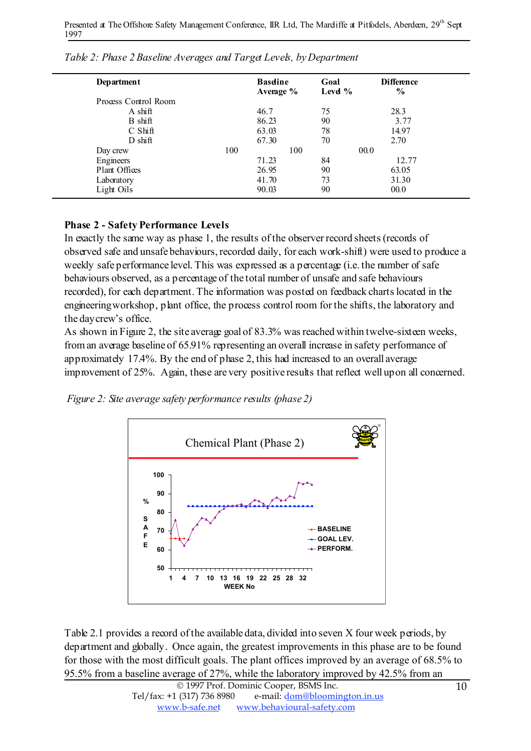*Table 2: Phase 2 Baseline Averages and Target Levels, by Department*

| Department | Baseline Average % | Goal Level % | Difference % |
|---|---|---|---|
| Process Control Room | | | |
| A shift | 46.7 | 75 | 28.3 |
| B shift | 86.23 | 90 | 3.77 |
| C Shift | 63.03 | 78 | 14.97 |
| D shift | 67.30 | 70 | 2.70 |
| Day crew | 100 | 100 | 00.0 |
| Engineers | 71.23 | 84 | 12.77 |
| Plant Offices | 26.95 | 90 | 63.05 |
| Laboratory | 41.70 | 73 | 31.30 |
| Light Oils | 90.03 | 90 | 00.0 |

**Phase 2 - Safety Performance Levels**

In exactly the same way as phase 1, the results of the observer record sheets (records of observed safe and unsafe behaviours, recorded daily, for each work-shift) were used to produce a weekly safe performance level. This was expressed as a percentage (i.e. the number of safe behaviours observed, as a percentage of the total number of unsafe and safe behaviours recorded), for each department. The information was posted on feedback charts located in the engineering workshop, plant office, the process control room for the shifts, the laboratory and the day crew's office.

As shown in Figure 2, the site average goal of 83.3% was reached within twelve-sixteen weeks, from an average baseline of 65.91% representing an overall increase in safety performance of approximately 17.4%. By the end of phase 2, this had increased to an overall average improvement of 25%. Again, these are very positive results that reflect well upon all concerned.

*Figure 2: Site average safety performance results (phase 2)*

Table 2.1 provides a record of the available data, divided into seven X four week periods, by department and globally. Once again, the greatest improvements in this phase are to be found for those with the most difficult goals. The plant offices improved by an average of 68.5% to 95.5% from a baseline average of 27%, while the laboratory improved by 42.5% from an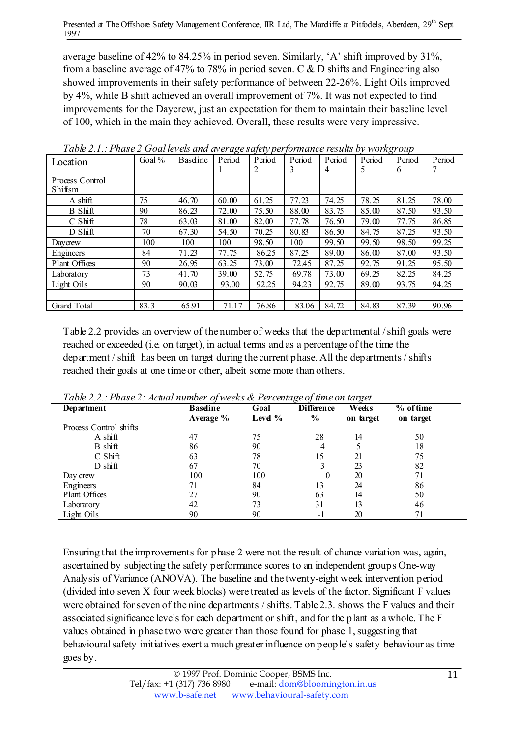average baseline of 42% to 84.25% in period seven. Similarly, 'A' shift improved by 31%, from a baseline average of 47% to 78% in period seven. C & D shifts and Engineering also showed improvements in their safety performance of between 22-26%. Light Oils improved by 4%, while B shift achieved an overall improvement of 7%. It was not expected to find improvements for the Daycrew, just an expectation for them to maintain their baseline level of 100, which in the main they achieved. Overall, these results were very impressive.

*Table 2.1.: Phase 2 Goal levels and average safety performance results by workgroup*

| Location | Goal % | Baseline | Period 1 | Period 2 | Period 3 | Period 4 | Period 5 | Period 6 | Period 7 |
|---|---|---|---|---|---|---|---|---|---|
| Process Control Shiftsm | | | | | | | | | |
| A shift | 75 | 46.70 | 60.00 | 61.25 | 77.23 | 74.25 | 78.25 | 81.25 | 78.00 |
| B Shift | 90 | 86.23 | 72.00 | 75.50 | 88.00 | 83.75 | 85.00 | 87.50 | 93.50 |
| C Shift | 78 | 63.03 | 81.00 | 82.00 | 77.78 | 76.50 | 79.00 | 77.75 | 86.85 |
| D Shift | 70 | 67.30 | 54.50 | 70.25 | 80.83 | 86.50 | 84.75 | 87.25 | 93.50 |
| Daycrew | 100 | 100 | 100 | 98.50 | 100 | 99.50 | 99.50 | 98.50 | 99.25 |
| Engineers | 84 | 71.23 | 77.75 | 86.25 | 87.25 | 89.00 | 86.00 | 87.00 | 93.50 |
| Plant Offices | 90 | 26.95 | 63.25 | 73.00 | 72.45 | 87.25 | 92.75 | 91.25 | 95.50 |
| Laboratory | 73 | 41.70 | 39.00 | 52.75 | 69.78 | 73.00 | 69.25 | 82.25 | 84.25 |
| Light Oils | 90 | 90.03 | 93.00 | 92.25 | 94.23 | 92.75 | 89.00 | 93.75 | 94.25 |
| | | | | | | | | | |
| Grand Total | 83.3 | 65.91 | 71.17 | 76.86 | 83.06 | 84.72 | 84.83 | 87.39 | 90.96 |

Table 2.2 provides an overview of the number of weeks that the departmental / shift goals were reached or exceeded (i.e. on target), in actual terms and as a percentage of the time the department / shift has been on target during the current phase. All the departments / shifts reached their goals at one time or other, albeit some more than others.

*Table 2.2.: Phase 2: Actual number of weeks & Percentage of time on target*

| Department | Baseline Average % | Goal Level % | Difference % | Weeks on target | % of time on target |
|---|---|---|---|---|---|
| Process Control shifts | | | | | |
| A shift | 47 | 75 | 28 | 14 | 50 |
| B shift | 86 | 90 | 4 | 5 | 18 |
| C Shift | 63 | 78 | 15 | 21 | 75 |
| D shift | 67 | 70 | 3 | 23 | 82 |
| Day crew | 100 | 100 | 0 | 20 | 71 |
| Engineers | 71 | 84 | 13 | 24 | 86 |
| Plant Offices | 27 | 90 | 63 | 14 | 50 |
| Laboratory | 42 | 73 | 31 | 13 | 46 |
| Light Oils | 90 | 90 | -1 | 20 | 71 |

Ensuring that the improvements for phase 2 were not the result of chance variation was, again, ascertained by subjecting the safety performance scores to an independent groups One-way Analysis of Variance (ANOVA). The baseline and the twenty-eight week intervention period (divided into seven X four week blocks) were treated as levels of the factor. Significant F values were obtained for seven of the nine departments / shifts. Table 2.3. shows the F values and their associated significance levels for each department or shift, and for the plant as a whole. The F values obtained in phase two were greater than those found for phase 1, suggesting that behavioural safety initiatives exert a much greater influence on people's safety behaviour as time goes by.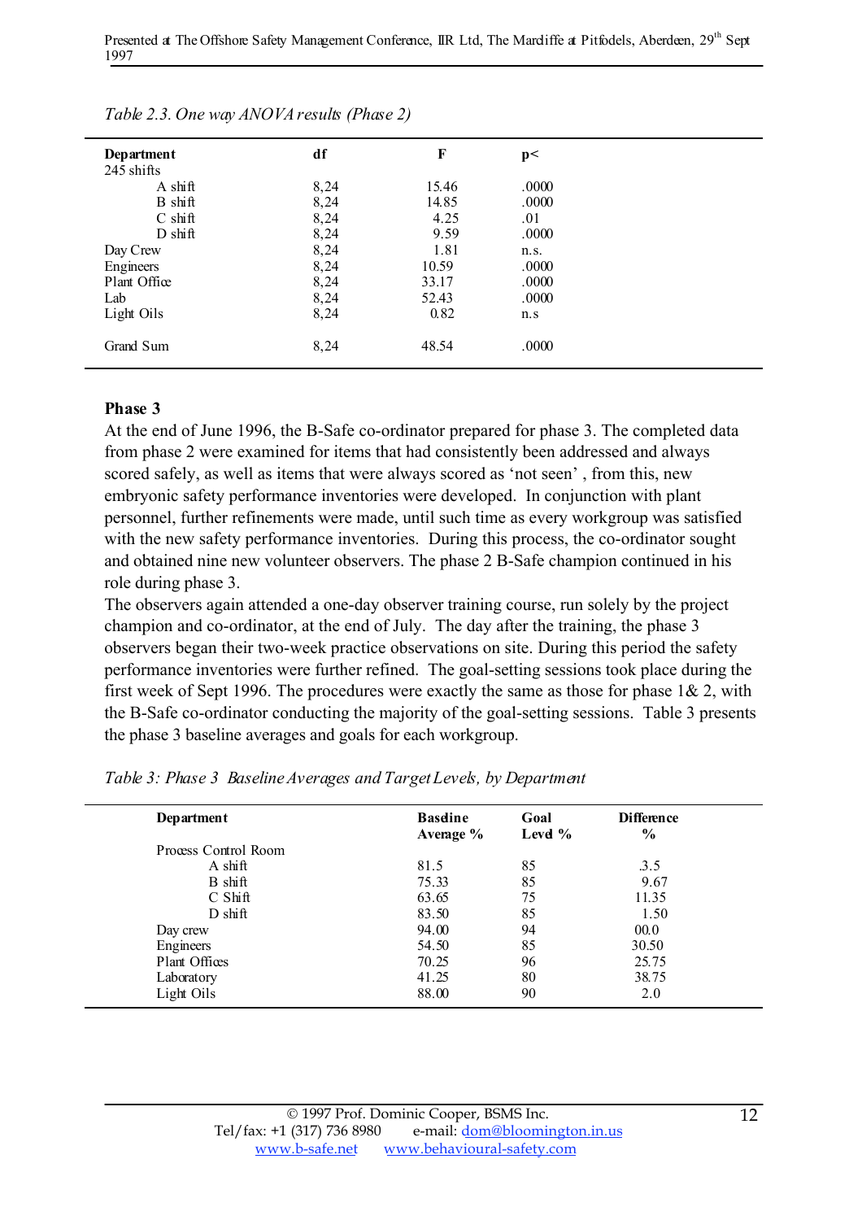*Table 2.3. One way ANOVA results (Phase 2)*

| Department | df | F | p< |
|---|---|---|---|
| 245 shifts | | | |
| A shift | 8,24 | 15.46 | .0000 |
| B shift | 8,24 | 14.85 | .0000 |
| C shift | 8,24 | 4.25 | .01 |
| D shift | 8,24 | 9.59 | .0000 |
| Day Crew | 8,24 | 1.81 | n.s. |
| Engineers | 8,24 | 10.59 | .0000 |
| Plant Office | 8,24 | 33.17 | .0000 |
| Lab | 8,24 | 52.43 | .0000 |
| Light Oils | 8,24 | 0.82 | n.s |
| Grand Sum | 8,24 | 48.54 | .0000 |

**Phase 3**

At the end of June 1996, the B-Safe co-ordinator prepared for phase 3. The completed data from phase 2 were examined for items that had consistently been addressed and always scored safely, as well as items that were always scored as 'not seen' , from this, new embryonic safety performance inventories were developed. In conjunction with plant personnel, further refinements were made, until such time as every workgroup was satisfied with the new safety performance inventories. During this process, the co-ordinator sought and obtained nine new volunteer observers. The phase 2 B-Safe champion continued in his role during phase 3.

The observers again attended a one-day observer training course, run solely by the project champion and co-ordinator, at the end of July. The day after the training, the phase 3 observers began their two-week practice observations on site. During this period the safety performance inventories were further refined. The goal-setting sessions took place during the first week of Sept 1996. The procedures were exactly the same as those for phase 1& 2, with the B-Safe co-ordinator conducting the majority of the goal-setting sessions. Table 3 presents the phase 3 baseline averages and goals for each workgroup.

*Table 3: Phase 3 Baseline Averages and Target Levels, by Department*

| Department | Baseline Average % | Goal Level % | Difference % |
|---|---|---|---|
| Process Control Room | | | |
| A shift | 81.5 | 85 | 3.5 |
| B shift | 75.33 | 85 | 9.67 |
| C Shift | 63.65 | 75 | 11.35 |
| D shift | 83.50 | 85 | 1.50 |
| Day crew | 94.00 | 94 | 00.0 |
| Engineers | 54.50 | 85 | 30.50 |
| Plant Offices | 70.25 | 96 | 25.75 |
| Laboratory | 41.25 | 80 | 38.75 |
| Light Oils | 88.00 | 90 | 2.0 |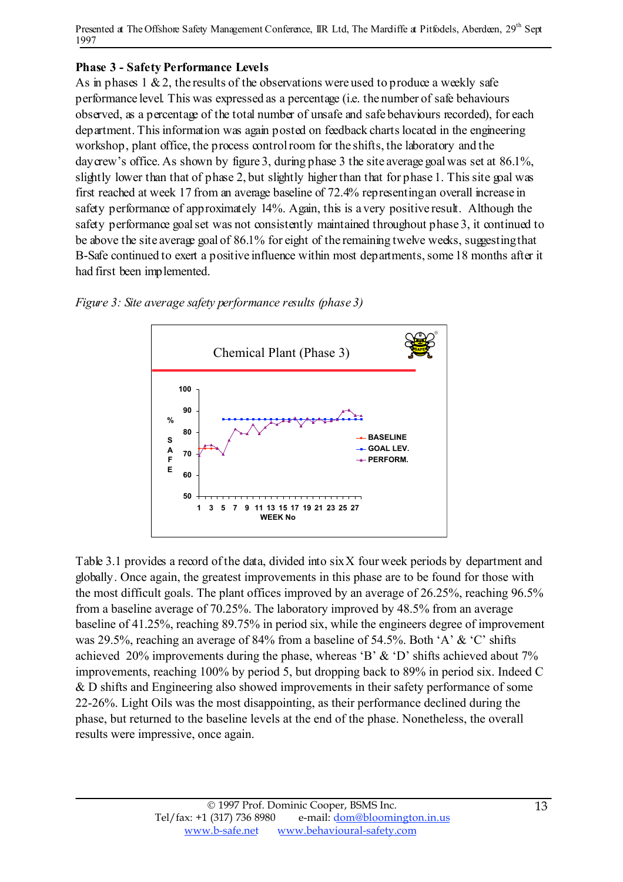### Phase 3 - Safety Performance Levels

As in phases 1 & 2, the results of the observations were used to produce a weekly safe performance level. This was expressed as a percentage (i.e. the number of safe behaviours observed, as a percentage of the total number of unsafe and safe behaviours recorded), for each department. This information was again posted on feedback charts located in the engineering workshop, plant office, the process control room for the shifts, the laboratory and the daycrew's office. As shown by figure 3, during phase 3 the site average goal was set at 86.1%, slightly lower than that of phase 2, but slightly higher than that for phase 1. This site goal was first reached at week 17 from an average baseline of 72.4% representing an overall increase in safety performance of approximately 14%. Again, this is a very positive result. Although the safety performance goal set was not consistently maintained throughout phase 3, it continued to be above the site average goal of 86.1% for eight of the remaining twelve weeks, suggesting that B-Safe continued to exert a positive influence within most departments, some 18 months after it had first been implemented.

*Figure 3: Site average safety performance results (phase 3)*

Table 3.1 provides a record of the data, divided into six X four week periods by department and globally. Once again, the greatest improvements in this phase are to be found for those with the most difficult goals. The plant offices improved by an average of 26.25%, reaching 96.5% from a baseline average of 70.25%. The laboratory improved by 48.5% from an average baseline of 41.25%, reaching 89.75% in period six, while the engineers degree of improvement was 29.5%, reaching an average of 84% from a baseline of 54.5%. Both 'A' & 'C' shifts achieved 20% improvements during the phase, whereas 'B' & 'D' shifts achieved about 7% improvements, reaching 100% by period 5, but dropping back to 89% in period six. Indeed C & D shifts and Engineering also showed improvements in their safety performance of some 22-26%. Light Oils was the most disappointing, as their performance declined during the phase, but returned to the baseline levels at the end of the phase. Nonetheless, the overall results were impressive, once again.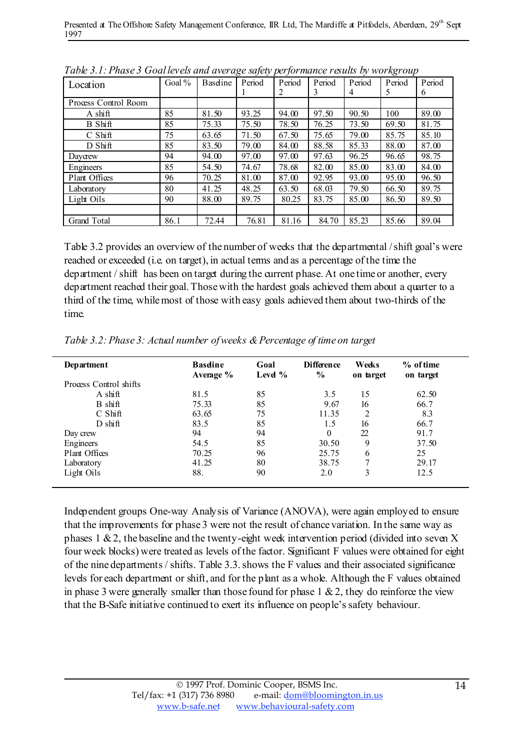*Table 3.1: Phase 3 Goal levels and average safety performance results by workgroup*

| Location | Goal % | Baseline | Period 1 | Period 2 | Period 3 | Period 4 | Period 5 | Period 6 |
|---|---|---|---|---|---|---|---|---|
| Process Control Room | | | | | | | | |
| A shift | 85 | 81.50 | 93.25 | 94.00 | 97.50 | 90.50 | 100 | 89.00 |
| B Shift | 85 | 75.33 | 75.50 | 78.50 | 76.25 | 73.50 | 69.50 | 81.75 |
| C Shift | 75 | 63.65 | 71.50 | 67.50 | 75.65 | 79.00 | 85.75 | 85.10 |
| D Shift | 85 | 83.50 | 79.00 | 84.00 | 88.58 | 85.33 | 88.00 | 87.00 |
| Daycrew | 94 | 94.00 | 97.00 | 97.00 | 97.63 | 96.25 | 96.65 | 98.75 |
| Engineers | 85 | 54.50 | 74.67 | 78.68 | 82.00 | 85.00 | 83.00 | 84.00 |
| Plant Offices | 96 | 70.25 | 81.00 | 87.00 | 92.95 | 93.00 | 95.00 | 96.50 |
| Laboratory | 80 | 41.25 | 48.25 | 63.50 | 68.03 | 79.50 | 66.50 | 89.75 |
| Light Oils | 90 | 88.00 | 89.75 | 80.25 | 83.75 | 85.00 | 86.50 | 89.50 |
| | | | | | | | | |
| Grand Total | 86.1 | 72.44 | 76.81 | 81.16 | 84.70 | 85.23 | 85.66 | 89.04 |

Table 3.2 provides an overview of the number of weeks that the departmental / shift goal's were reached or exceeded (i.e. on target), in actual terms and as a percentage of the time the department / shift has been on target during the current phase. At one time or another, every department reached their goal. Those with the hardest goals achieved them about a quarter to a third of the time, while most of those with easy goals achieved them about two-thirds of the time.

*Table 3.2: Phase 3: Actual number of weeks & Percentage of time on target*

| Department | Baseline Average % | Goal Level % | Difference % | Weeks on target | % of time on target |
|---|---|---|---|---|---|
| Process Control shifts | | | | | |
| A shift | 81.5 | 85 | 3.5 | 15 | 62.50 |
| B shift | 75.33 | 85 | 9.67 | 16 | 66.7 |
| C Shift | 63.65 | 75 | 11.35 | 2 | 8.3 |
| D shift | 83.5 | 85 | 1.5 | 16 | 66.7 |
| Day crew | 94 | 94 | 0 | 22 | 91.7 |
| Engineers | 54.5 | 85 | 30.50 | 9 | 37.50 |
| Plant Offices | 70.25 | 96 | 25.75 | 6 | 25 |
| Laboratory | 41.25 | 80 | 38.75 | 7 | 29.17 |
| Light Oils | 88. | 90 | 2.0 | 3 | 12.5 |

Independent groups One-way Analysis of Variance (ANOVA), were again employed to ensure that the improvements for phase 3 were not the result of chance variation. In the same way as phases 1 & 2, the baseline and the twenty-eight week intervention period (divided into seven X four week blocks) were treated as levels of the factor. Significant F values were obtained for eight of the nine departments / shifts. Table 3.3. shows the F values and their associated significance levels for each department or shift, and for the plant as a whole. Although the F values obtained in phase 3 were generally smaller than those found for phase 1 & 2, they do reinforce the view that the B-Safe initiative continued to exert its influence on people's safety behaviour.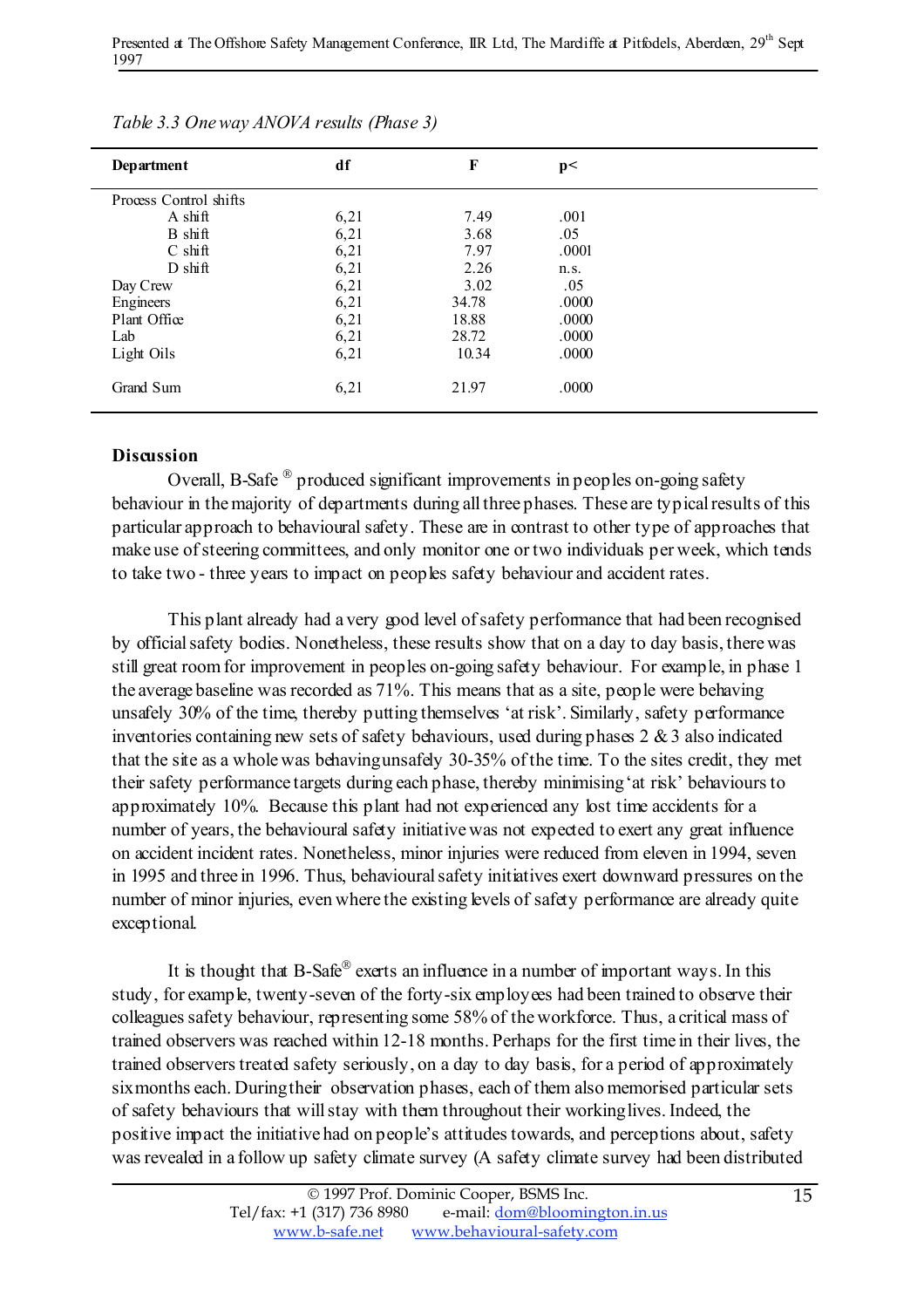*Table 3.3 One way ANOVA results (Phase 3)*

| Department | df | F | p< |
|---|---|---|---|
| Process Control shifts | | | |
| A shift | 6,21 | 7.49 | .001 |
| B shift | 6,21 | 3.68 | .05 |
| C shift | 6,21 | 7.97 | .0001 |
| D shift | 6,21 | 2.26 | n.s. |
| Day Crew | 6,21 | 3.02 | .05 |
| Engineers | 6,21 | 34.78 | .0000 |
| Plant Office | 6,21 | 18.88 | .0000 |
| Lab | 6,21 | 28.72 | .0000 |
| Light Oils | 6,21 | 10.34 | .0000 |
| Grand Sum | 6,21 | 21.97 | .0000 |

**Discussion**

Overall, B-Safe ® produced significant improvements in peoples on-going safety behaviour in the majority of departments during all three phases. These are typical results of this particular approach to behavioural safety. These are in contrast to other type of approaches that make use of steering committees, and only monitor one or two individuals per week, which tends to take two - three years to impact on peoples safety behaviour and accident rates.

This plant already had a very good level of safety performance that had been recognised by official safety bodies. Nonetheless, these results show that on a day to day basis, there was still great room for improvement in peoples on-going safety behaviour. For example, in phase 1 the average baseline was recorded as 71%. This means that as a site, people were behaving unsafely 30% of the time, thereby putting themselves 'at risk'. Similarly, safety performance inventories containing new sets of safety behaviours, used during phases 2 & 3 also indicated that the site as a whole was behaving unsafely 30-35% of the time. To the sites credit, they met their safety performance targets during each phase, thereby minimising 'at risk' behaviours to approximately 10%. Because this plant had not experienced any lost time accidents for a number of years, the behavioural safety initiative was not expected to exert any great influence on accident incident rates. Nonetheless, minor injuries were reduced from eleven in 1994, seven in 1995 and three in 1996. Thus, behavioural safety initiatives exert downward pressures on the number of minor injuries, even where the existing levels of safety performance are already quite exceptional.

It is thought that B-Safe® exerts an influence in a number of important ways. In this study, for example, twenty-seven of the forty-six employees had been trained to observe their colleagues safety behaviour, representing some 58% of the workforce. Thus, a critical mass of trained observers was reached within 12-18 months. Perhaps for the first time in their lives, the trained observers treated safety seriously, on a day to day basis, for a period of approximately six months each. During their observation phases, each of them also memorised particular sets of safety behaviours that will stay with them throughout their working lives. Indeed, the positive impact the initiative had on people's attitudes towards, and perceptions about, safety was revealed in a follow up safety climate survey (A safety climate survey had been distributed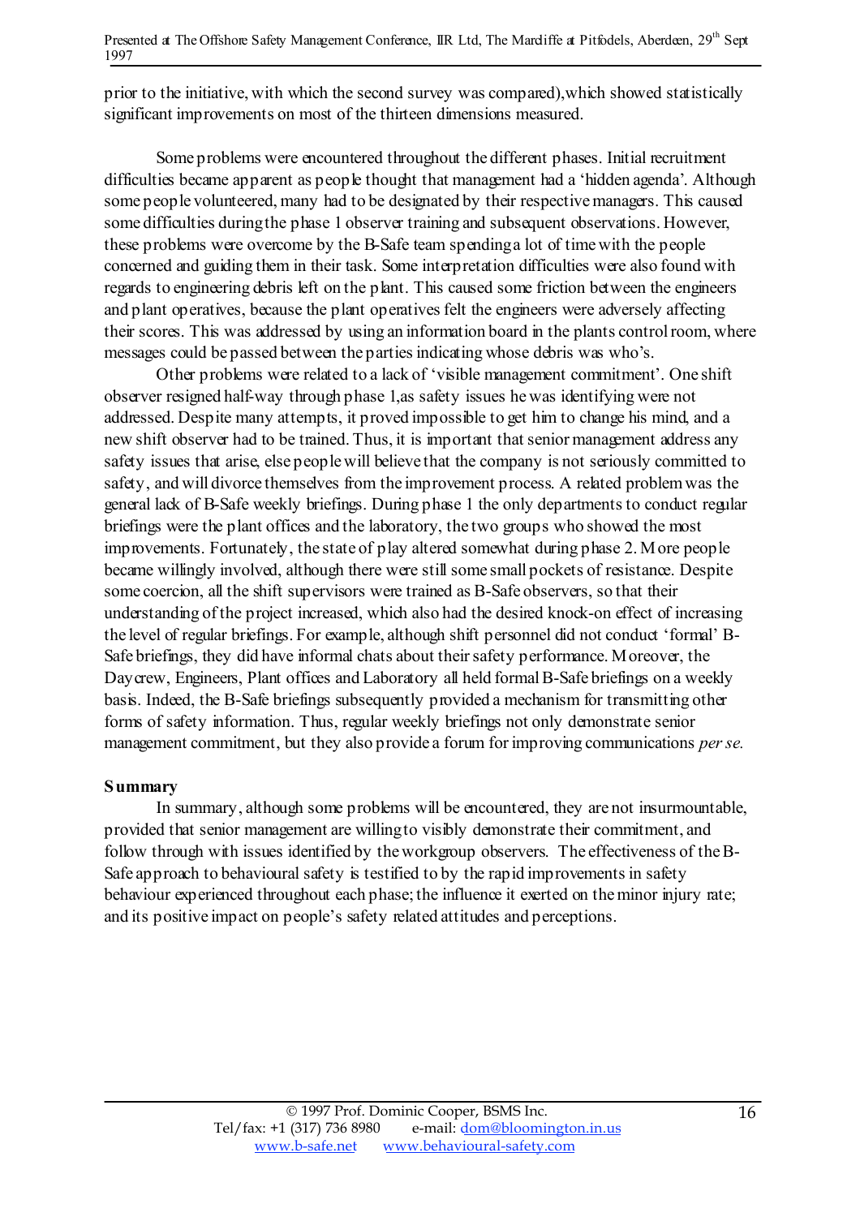prior to the initiative, with which the second survey was compared),which showed statistically significant improvements on most of the thirteen dimensions measured.

Some problems were encountered throughout the different phases. Initial recruitment difficulties became apparent as people thought that management had a 'hidden agenda'. Although some people volunteered, many had to be designated by their respective managers. This caused some difficulties during the phase 1 observer training and subsequent observations. However, these problems were overcome by the B-Safe team spending a lot of time with the people concerned and guiding them in their task. Some interpretation difficulties were also found with regards to engineering debris left on the plant. This caused some friction between the engineers and plant operatives, because the plant operatives felt the engineers were adversely affecting their scores. This was addressed by using an information board in the plants control room, where messages could be passed between the parties indicating whose debris was who's.

Other problems were related to a lack of 'visible management commitment'. One shift observer resigned half-way through phase 1,as safety issues he was identifying were not addressed. Despite many attempts, it proved impossible to get him to change his mind, and a new shift observer had to be trained. Thus, it is important that senior management address any safety issues that arise, else people will believe that the company is not seriously committed to safety, and will divorce themselves from the improvement process. A related problem was the general lack of B-Safe weekly briefings. During phase 1 the only departments to conduct regular briefings were the plant offices and the laboratory, the two groups who showed the most improvements. Fortunately, the state of play altered somewhat during phase 2. More people became willingly involved, although there were still some small pockets of resistance. Despite some coercion, all the shift supervisors were trained as B-Safe observers, so that their understanding of the project increased, which also had the desired knock-on effect of increasing the level of regular briefings. For example, although shift personnel did not conduct 'formal' B-Safe briefings, they did have informal chats about their safety performance. Moreover, the Day crew, Engineers, Plant offices and Laboratory all held formal B-Safe briefings on a weekly basis. Indeed, the B-Safe briefings subsequently provided a mechanism for transmitting other forms of safety information. Thus, regular weekly briefings not only demonstrate senior management commitment, but they also provide a forum for improving communications *per se.*

**Summary**

In summary, although some problems will be encountered, they are not insurmountable, provided that senior management are willing to visibly demonstrate their commitment, and follow through with issues identified by the workgroup observers. The effectiveness of the B-Safe approach to behavioural safety is testified to by the rapid improvements in safety behaviour experienced throughout each phase; the influence it exerted on the minor injury rate; and its positive impact on people's safety related attitudes and perceptions.